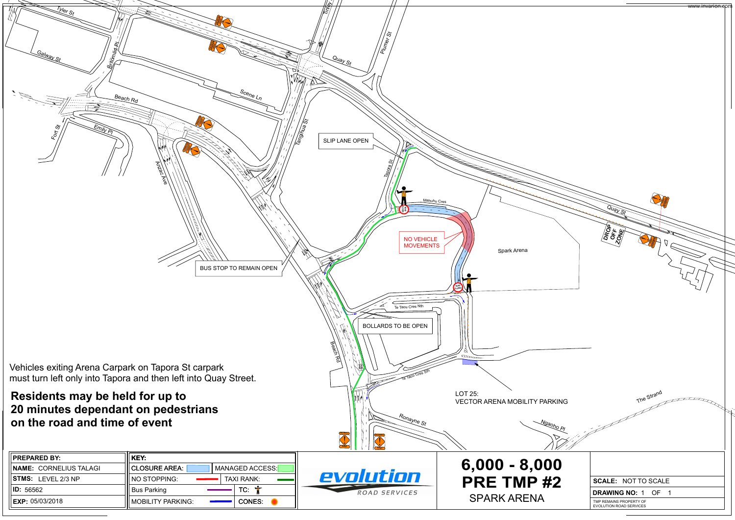SLIP LANE OPEN

NO VEHICLE MOVEMENTS

BUS STOP TO REMAIN OPEN

BOLLARDS TO BE OPEN

Vehicles exiting Arena Carpark on Tapora St carpark must turn left only into Tapora and then left into Quay Street.

**Residents may be held for up to 20 minutes dependant on pedestrians on the road and time of event**

LOT 25:
VECTOR ARENA MOBILITY PARKING

Tyler St, Galway St, Britomart Pl, Scene Ln, Beach Rd, Emily Pl, Fort St, Anzac Ave, Tangihua St, Tapora St, Mahuhu Cres, Quay St, Tinley St, Plumer St, Spark Arena, DROP OFF ZONE, Te Taou Cres Nth, Te Taou Cres Sth, Ronayne St, Ngaoho Pl, The Strand

| PREPARED BY: |
| --- |
| NAME: CORNELIUS TALAGI |
| STMS: LEVEL 2/3 NP |
| ID: 56562 |
| EXP: 05/03/2018 |

| KEY: | |
| --- | --- |
| CLOSURE AREA: | MANAGED ACCESS: |
| NO STOPPING: | TAXI RANK: |
| Bus Parking | TC: |
| MOBILITY PARKING: | CONES: |

evolution
ROAD SERVICES

# 6,000 - 8,000 PRE TMP #2

SPARK ARENA

SCALE: NOT TO SCALE

DRAWING NO: 1 OF 1

TMP REMAINS PROPERTY OF EVOLUTION ROAD SERVICES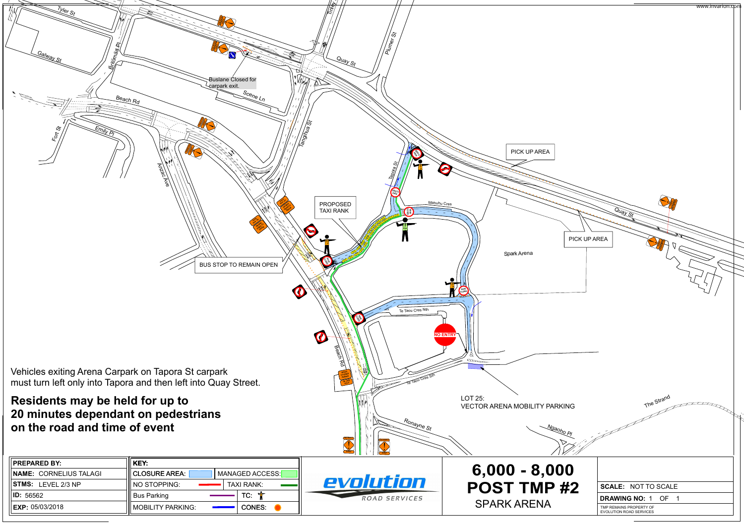Vehicles exiting Arena Carpark on Tapora St carpark must turn left only into Tapora and then left into Quay Street.

**Residents may be held for up to 20 minutes dependant on pedestrians on the road and time of event**

Buslane Closed for carpark exit.

PICK UP AREA

PICK UP AREA

PROPOSED TAXI RANK

BUS STOP TO REMAIN OPEN

NO ENTRY

LOT 25:
VECTOR ARENA MOBILITY PARKING

Spark Arena

Tyler St, Galway St, Britomart Pl, Beach Rd, Scene Ln, Emily Pl, Fort St, Anzac Ave, Tangihua St, Tapora St, Mahuhu Cres, Quay St, Plumer St, Tinley St, Te Taou Cres Nth, Te Taou Cres Sth, Ronayne St, Ngaoho Pl, The Strand

| PREPARED BY: |
| --- |
| NAME: CORNELIUS TALAGI |
| STMS: LEVEL 2/3 NP |
| ID: 56562 |
| EXP: 05/03/2018 |

| KEY: | |
| --- | --- |
| CLOSURE AREA: | MANAGED ACCESS: |
| NO STOPPING: | TAXI RANK: |
| Bus Parking | TC: |
| MOBILITY PARKING: | CONES: |

evolution ROAD SERVICES

# 6,000 - 8,000 POST TMP #2

SPARK ARENA

SCALE: NOT TO SCALE

DRAWING NO: 1 OF 1

TMP REMAINS PROPERTY OF EVOLUTION ROAD SERVICES

www.invarion.com